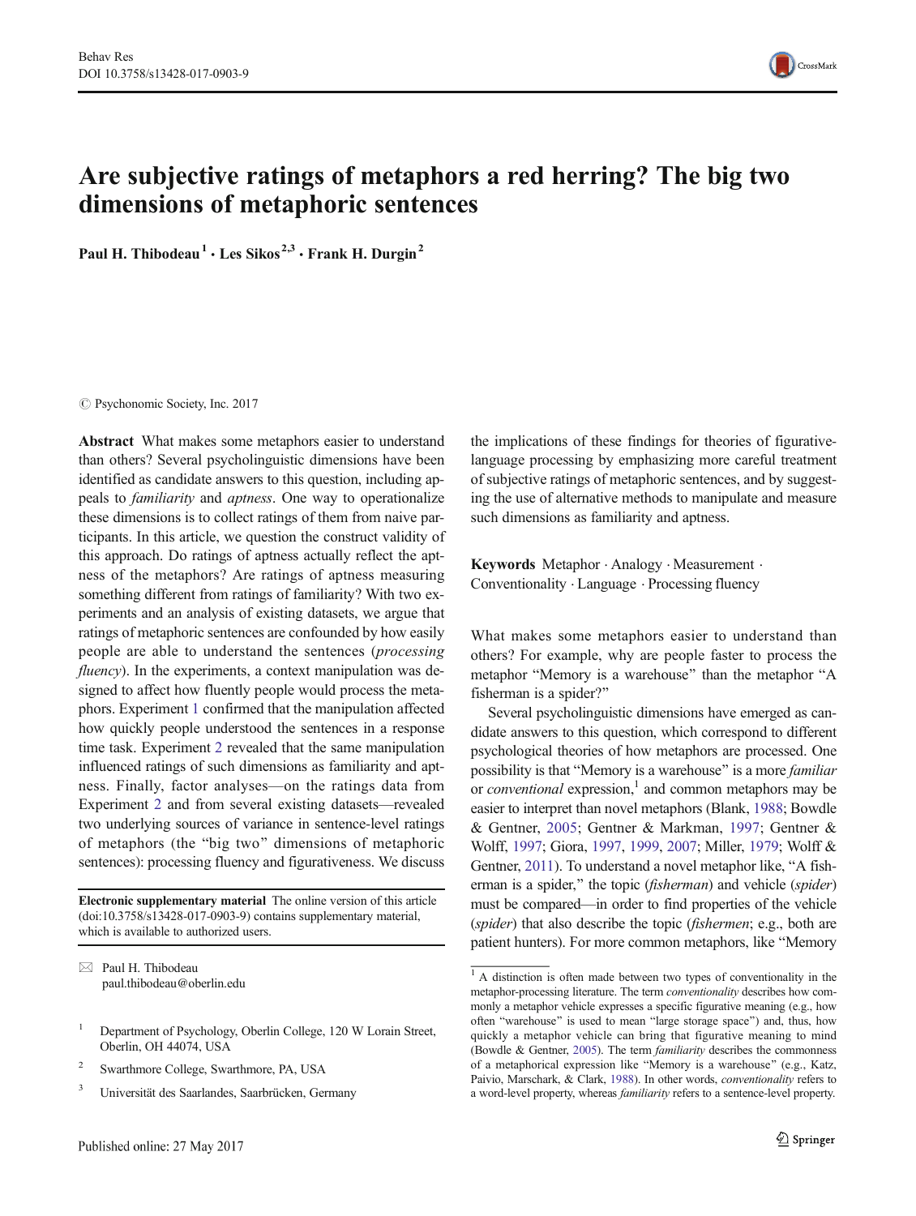# Are subjective ratings of metaphors a red herring? The big two dimensions of metaphoric sentences

**Paul H. Thibodeau**[1] **· Les Sikos**[2,3] **· Frank H. Durgin**[2]

© Psychonomic Society, Inc. 2017

**Abstract** What makes some metaphors easier to understand than others? Several psycholinguistic dimensions have been identified as candidate answers to this question, including appeals to *familiarity* and *aptness*. One way to operationalize these dimensions is to collect ratings of them from naive participants. In this article, we question the construct validity of this approach. Do ratings of aptness actually reflect the aptness of the metaphors? Are ratings of aptness measuring something different from ratings of familiarity? With two experiments and an analysis of existing datasets, we argue that ratings of metaphoric sentences are confounded by how easily people are able to understand the sentences (*processing fluency*). In the experiments, a context manipulation was designed to affect how fluently people would process the metaphors. Experiment 1 confirmed that the manipulation affected how quickly people understood the sentences in a response time task. Experiment 2 revealed that the same manipulation influenced ratings of such dimensions as familiarity and aptness. Finally, factor analyses—on the ratings data from Experiment 2 and from several existing datasets—revealed two underlying sources of variance in sentence-level ratings of metaphors (the "big two" dimensions of metaphoric sentences): processing fluency and figurativeness. We discuss the implications of these findings for theories of figurative-language processing by emphasizing more careful treatment of subjective ratings of metaphoric sentences, and by suggesting the use of alternative methods to manipulate and measure such dimensions as familiarity and aptness.

**Keywords** Metaphor · Analogy · Measurement · Conventionality · Language · Processing fluency

**Electronic supplementary material** The online version of this article (doi:10.3758/s13428-017-0903-9) contains supplementary material, which is available to authorized users.

✉ Paul H. Thibodeau
paul.thibodeau@oberlin.edu

[1] Department of Psychology, Oberlin College, 120 W Lorain Street, Oberlin, OH 44074, USA

[2] Swarthmore College, Swarthmore, PA, USA

[3] Universität des Saarlandes, Saarbrücken, Germany

What makes some metaphors easier to understand than others? For example, why are people faster to process the metaphor "Memory is a warehouse" than the metaphor "A fisherman is a spider?"

Several psycholinguistic dimensions have emerged as candidate answers to this question, which correspond to different psychological theories of how metaphors are processed. One possibility is that "Memory is a warehouse" is a more *familiar* or *conventional* expression,[1] and common metaphors may be easier to interpret than novel metaphors (Blank, 1988; Bowdle & Gentner, 2005; Gentner & Markman, 1997; Gentner & Wolff, 1997; Giora, 1997, 1999, 2007; Miller, 1979; Wolff & Gentner, 2011). To understand a novel metaphor like, "A fisherman is a spider," the topic (*fisherman*) and vehicle (*spider*) must be compared—in order to find properties of the vehicle (*spider*) that also describe the topic (*fishermen*; e.g., both are patient hunters). For more common metaphors, like "Memory

[1] A distinction is often made between two types of conventionality in the metaphor-processing literature. The term *conventionality* describes how commonly a metaphor vehicle expresses a specific figurative meaning (e.g., how often "warehouse" is used to mean "large storage space") and, thus, how quickly a metaphor vehicle can bring that figurative meaning to mind (Bowdle & Gentner, 2005). The term *familiarity* describes the commonness of a metaphorical expression like "Memory is a warehouse" (e.g., Katz, Paivio, Marschark, & Clark, 1988). In other words, *conventionality* refers to a word-level property, whereas *familiarity* refers to a sentence-level property.

Published online: 27 May 2017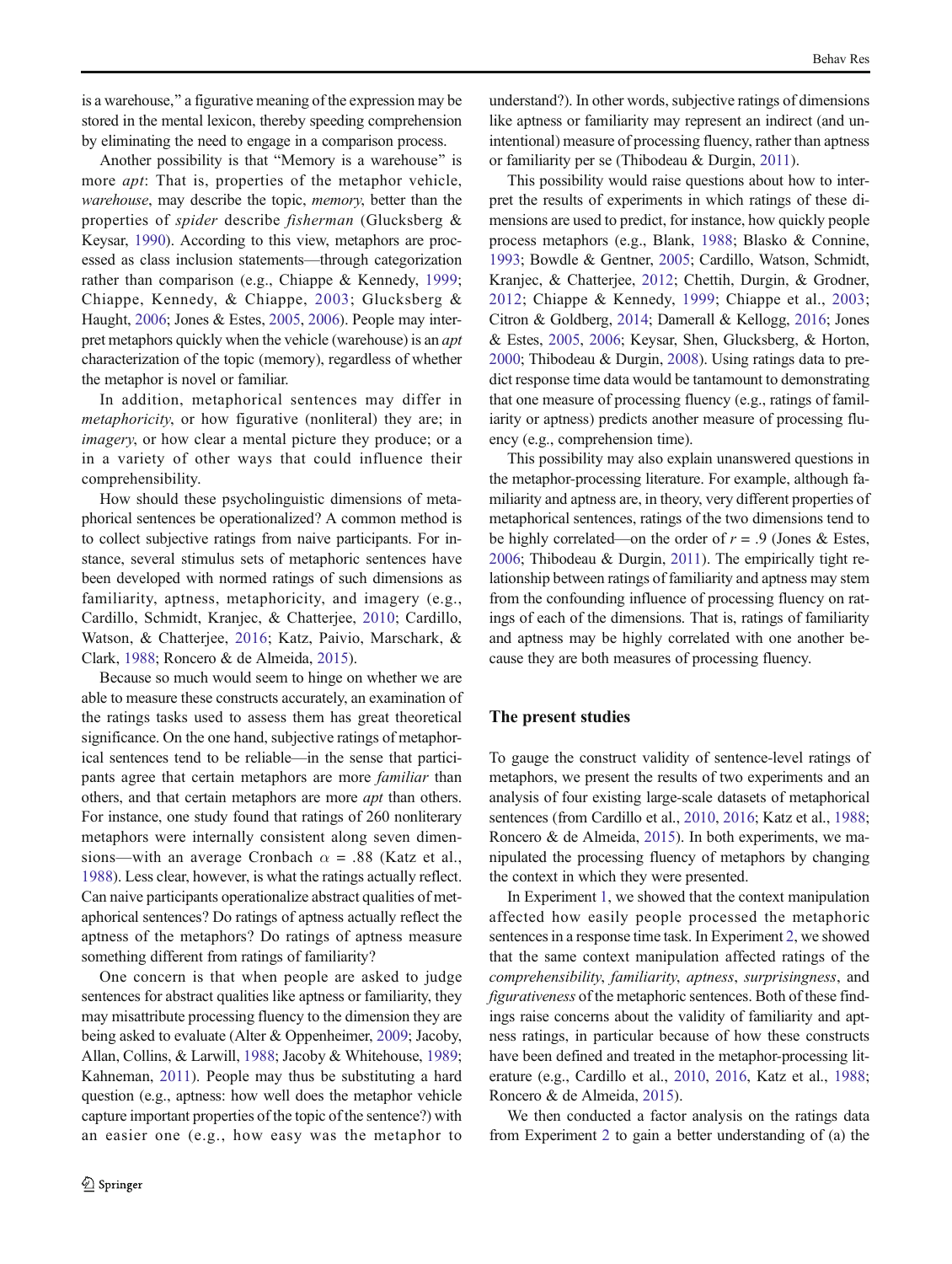is a warehouse," a figurative meaning of the expression may be stored in the mental lexicon, thereby speeding comprehension by eliminating the need to engage in a comparison process.

Another possibility is that "Memory is a warehouse" is more *apt*: That is, properties of the metaphor vehicle, *warehouse*, may describe the topic, *memory*, better than the properties of *spider* describe *fisherman* (Glucksberg & Keysar, 1990). According to this view, metaphors are processed as class inclusion statements—through categorization rather than comparison (e.g., Chiappe & Kennedy, 1999; Chiappe, Kennedy, & Chiappe, 2003; Glucksberg & Haught, 2006; Jones & Estes, 2005, 2006). People may interpret metaphors quickly when the vehicle (warehouse) is an *apt* characterization of the topic (memory), regardless of whether the metaphor is novel or familiar.

In addition, metaphorical sentences may differ in *metaphoricity*, or how figurative (nonliteral) they are; in *imagery*, or how clear a mental picture they produce; or a in a variety of other ways that could influence their comprehensibility.

How should these psycholinguistic dimensions of metaphorical sentences be operationalized? A common method is to collect subjective ratings from naive participants. For instance, several stimulus sets of metaphoric sentences have been developed with normed ratings of such dimensions as familiarity, aptness, metaphoricity, and imagery (e.g., Cardillo, Schmidt, Kranjec, & Chatterjee, 2010; Cardillo, Watson, & Chatterjee, 2016; Katz, Paivio, Marschark, & Clark, 1988; Roncero & de Almeida, 2015).

Because so much would seem to hinge on whether we are able to measure these constructs accurately, an examination of the ratings tasks used to assess them has great theoretical significance. On the one hand, subjective ratings of metaphorical sentences tend to be reliable—in the sense that participants agree that certain metaphors are more *familiar* than others, and that certain metaphors are more *apt* than others. For instance, one study found that ratings of 260 nonliterary metaphors were internally consistent along seven dimensions—with an average Cronbach $\alpha$ = .88 (Katz et al., 1988). Less clear, however, is what the ratings actually reflect. Can naive participants operationalize abstract qualities of metaphorical sentences? Do ratings of aptness actually reflect the aptness of the metaphors? Do ratings of aptness measure something different from ratings of familiarity?

One concern is that when people are asked to judge sentences for abstract qualities like aptness or familiarity, they may misattribute processing fluency to the dimension they are being asked to evaluate (Alter & Oppenheimer, 2009; Jacoby, Allan, Collins, & Larwill, 1988; Jacoby & Whitehouse, 1989; Kahneman, 2011). People may thus be substituting a hard question (e.g., aptness: how well does the metaphor vehicle capture important properties of the topic of the sentence?) with an easier one (e.g., how easy was the metaphor to understand?). In other words, subjective ratings of dimensions like aptness or familiarity may represent an indirect (and unintentional) measure of processing fluency, rather than aptness or familiarity per se (Thibodeau & Durgin, 2011).

This possibility would raise questions about how to interpret the results of experiments in which ratings of these dimensions are used to predict, for instance, how quickly people process metaphors (e.g., Blank, 1988; Blasko & Connine, 1993; Bowdle & Gentner, 2005; Cardillo, Watson, Schmidt, Kranjec, & Chatterjee, 2012; Chettih, Durgin, & Grodner, 2012; Chiappe & Kennedy, 1999; Chiappe et al., 2003; Citron & Goldberg, 2014; Damerall & Kellogg, 2016; Jones & Estes, 2005, 2006; Keysar, Shen, Glucksberg, & Horton, 2000; Thibodeau & Durgin, 2008). Using ratings data to predict response time data would be tantamount to demonstrating that one measure of processing fluency (e.g., ratings of familiarity or aptness) predicts another measure of processing fluency (e.g., comprehension time).

This possibility may also explain unanswered questions in the metaphor-processing literature. For example, although familiarity and aptness are, in theory, very different properties of metaphorical sentences, ratings of the two dimensions tend to be highly correlated—on the order of $r$ = .9 (Jones & Estes, 2006; Thibodeau & Durgin, 2011). The empirically tight relationship between ratings of familiarity and aptness may stem from the confounding influence of processing fluency on ratings of each of the dimensions. That is, ratings of familiarity and aptness may be highly correlated with one another because they are both measures of processing fluency.

## The present studies

To gauge the construct validity of sentence-level ratings of metaphors, we present the results of two experiments and an analysis of four existing large-scale datasets of metaphorical sentences (from Cardillo et al., 2010, 2016; Katz et al., 1988; Roncero & de Almeida, 2015). In both experiments, we manipulated the processing fluency of metaphors by changing the context in which they were presented.

In Experiment 1, we showed that the context manipulation affected how easily people processed the metaphoric sentences in a response time task. In Experiment 2, we showed that the same context manipulation affected ratings of the *comprehensibility*, *familiarity*, *aptness*, *surprisingness*, and *figurativeness* of the metaphoric sentences. Both of these findings raise concerns about the validity of familiarity and aptness ratings, in particular because of how these constructs have been defined and treated in the metaphor-processing literature (e.g., Cardillo et al., 2010, 2016, Katz et al., 1988; Roncero & de Almeida, 2015).

We then conducted a factor analysis on the ratings data from Experiment 2 to gain a better understanding of (a) the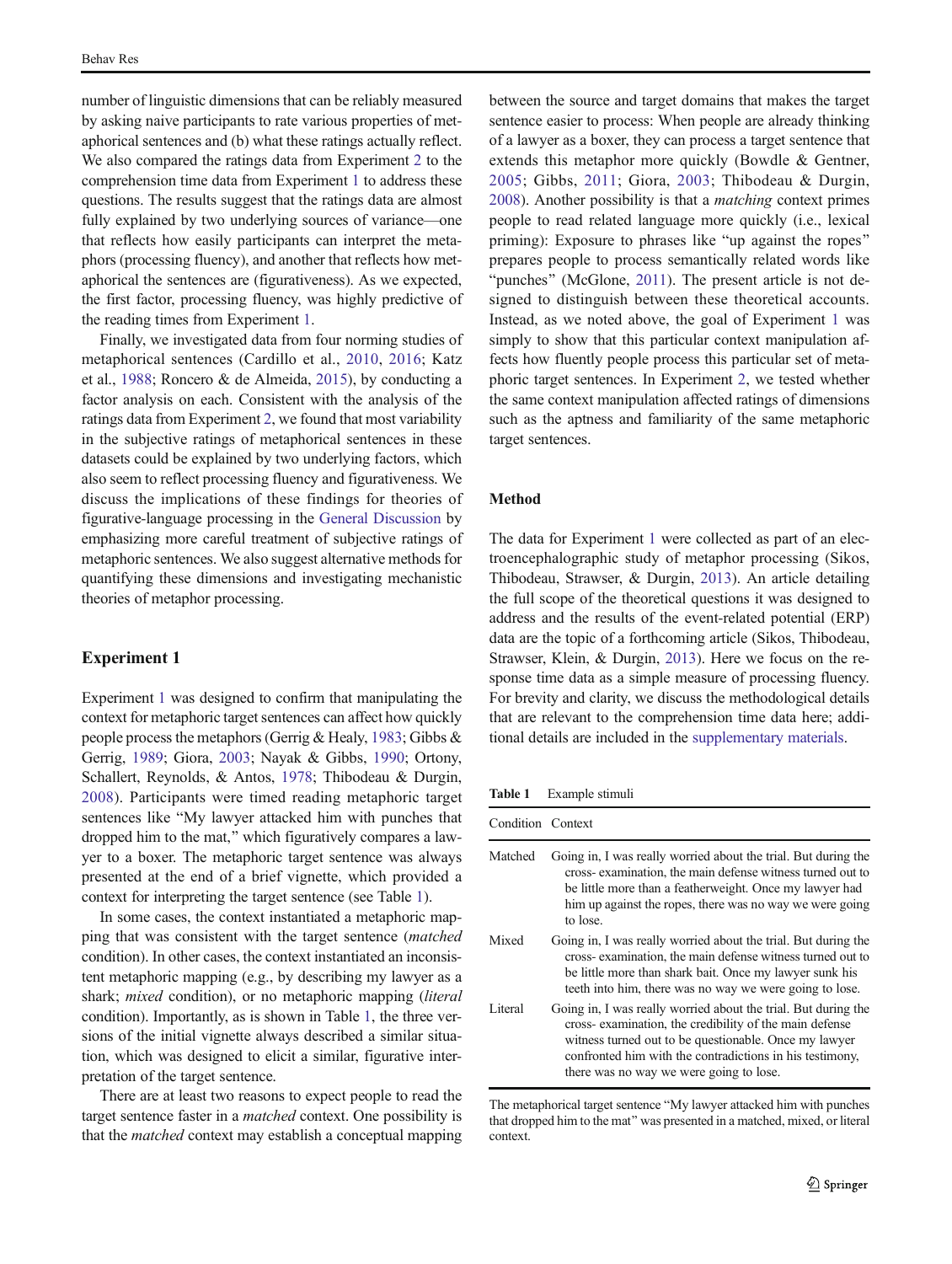number of linguistic dimensions that can be reliably measured by asking naive participants to rate various properties of metaphorical sentences and (b) what these ratings actually reflect. We also compared the ratings data from Experiment 2 to the comprehension time data from Experiment 1 to address these questions. The results suggest that the ratings data are almost fully explained by two underlying sources of variance—one that reflects how easily participants can interpret the metaphors (processing fluency), and another that reflects how metaphorical the sentences are (figurativeness). As we expected, the first factor, processing fluency, was highly predictive of the reading times from Experiment 1.

Finally, we investigated data from four norming studies of metaphorical sentences (Cardillo et al., 2010, 2016; Katz et al., 1988; Roncero & de Almeida, 2015), by conducting a factor analysis on each. Consistent with the analysis of the ratings data from Experiment 2, we found that most variability in the subjective ratings of metaphorical sentences in these datasets could be explained by two underlying factors, which also seem to reflect processing fluency and figurativeness. We discuss the implications of these findings for theories of figurative-language processing in the General Discussion by emphasizing more careful treatment of subjective ratings of metaphoric sentences. We also suggest alternative methods for quantifying these dimensions and investigating mechanistic theories of metaphor processing.

## Experiment 1

Experiment 1 was designed to confirm that manipulating the context for metaphoric target sentences can affect how quickly people process the metaphors (Gerrig & Healy, 1983; Gibbs & Gerrig, 1989; Giora, 2003; Nayak & Gibbs, 1990; Ortony, Schallert, Reynolds, & Antos, 1978; Thibodeau & Durgin, 2008). Participants were timed reading metaphoric target sentences like "My lawyer attacked him with punches that dropped him to the mat," which figuratively compares a lawyer to a boxer. The metaphoric target sentence was always presented at the end of a brief vignette, which provided a context for interpreting the target sentence (see Table 1).

In some cases, the context instantiated a metaphoric mapping that was consistent with the target sentence (*matched* condition). In other cases, the context instantiated an inconsistent metaphoric mapping (e.g., by describing my lawyer as a shark; *mixed* condition), or no metaphoric mapping (*literal* condition). Importantly, as is shown in Table 1, the three versions of the initial vignette always described a similar situation, which was designed to elicit a similar, figurative interpretation of the target sentence.

There are at least two reasons to expect people to read the target sentence faster in a *matched* context. One possibility is that the *matched* context may establish a conceptual mapping between the source and target domains that makes the target sentence easier to process: When people are already thinking of a lawyer as a boxer, they can process a target sentence that extends this metaphor more quickly (Bowdle & Gentner, 2005; Gibbs, 2011; Giora, 2003; Thibodeau & Durgin, 2008). Another possibility is that a *matching* context primes people to read related language more quickly (i.e., lexical priming): Exposure to phrases like "up against the ropes" prepares people to process semantically related words like "punches" (McGlone, 2011). The present article is not designed to distinguish between these theoretical accounts. Instead, as we noted above, the goal of Experiment 1 was simply to show that this particular context manipulation affects how fluently people process this particular set of metaphoric target sentences. In Experiment 2, we tested whether the same context manipulation affected ratings of dimensions such as the aptness and familiarity of the same metaphoric target sentences.

### Method

The data for Experiment 1 were collected as part of an electroencephalographic study of metaphor processing (Sikos, Thibodeau, Strawser, & Durgin, 2013). An article detailing the full scope of the theoretical questions it was designed to address and the results of the event-related potential (ERP) data are the topic of a forthcoming article (Sikos, Thibodeau, Strawser, Klein, & Durgin, 2013). Here we focus on the response time data as a simple measure of processing fluency. For brevity and clarity, we discuss the methodological details that are relevant to the comprehension time data here; additional details are included in the supplementary materials.

**Table 1** Example stimuli

| Condition | Context |
|---|---|
| Matched | Going in, I was really worried about the trial. But during the cross- examination, the main defense witness turned out to be little more than a featherweight. Once my lawyer had him up against the ropes, there was no way we were going to lose. |
| Mixed | Going in, I was really worried about the trial. But during the cross- examination, the main defense witness turned out to be little more than shark bait. Once my lawyer sunk his teeth into him, there was no way we were going to lose. |
| Literal | Going in, I was really worried about the trial. But during the cross- examination, the credibility of the main defense witness turned out to be questionable. Once my lawyer confronted him with the contradictions in his testimony, there was no way we were going to lose. |

The metaphorical target sentence "My lawyer attacked him with punches that dropped him to the mat" was presented in a matched, mixed, or literal context.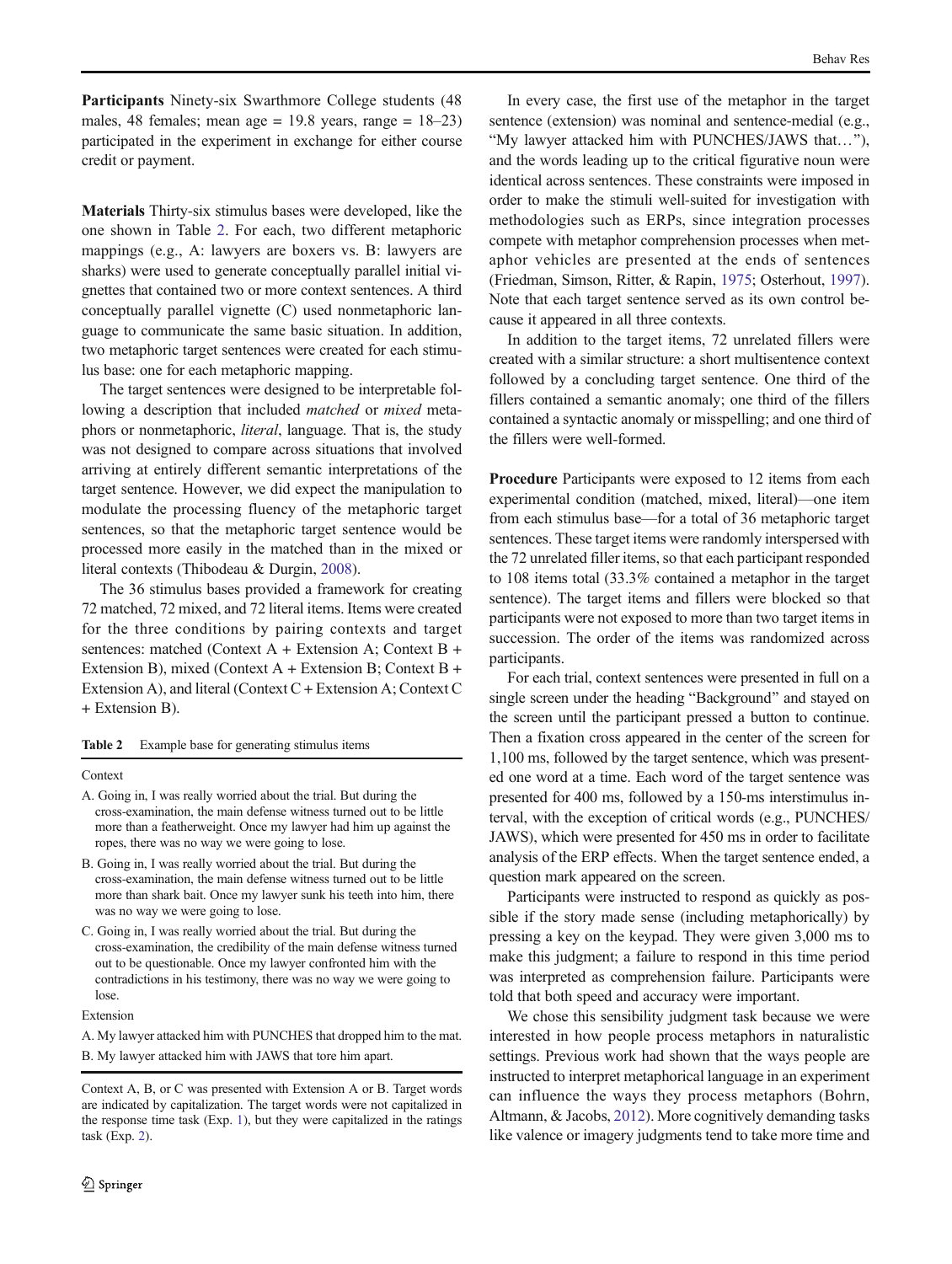**Participants** Ninety-six Swarthmore College students (48 males, 48 females; mean age = 19.8 years, range = 18–23) participated in the experiment in exchange for either course credit or payment.

**Materials** Thirty-six stimulus bases were developed, like the one shown in Table 2. For each, two different metaphoric mappings (e.g., A: lawyers are boxers vs. B: lawyers are sharks) were used to generate conceptually parallel initial vignettes that contained two or more context sentences. A third conceptually parallel vignette (C) used nonmetaphoric language to communicate the same basic situation. In addition, two metaphoric target sentences were created for each stimulus base: one for each metaphoric mapping.

The target sentences were designed to be interpretable following a description that included *matched* or *mixed* metaphors or nonmetaphoric, *literal*, language. That is, the study was not designed to compare across situations that involved arriving at entirely different semantic interpretations of the target sentence. However, we did expect the manipulation to modulate the processing fluency of the metaphoric target sentences, so that the metaphoric target sentence would be processed more easily in the matched than in the mixed or literal contexts (Thibodeau & Durgin, 2008).

The 36 stimulus bases provided a framework for creating 72 matched, 72 mixed, and 72 literal items. Items were created for the three conditions by pairing contexts and target sentences: matched (Context A + Extension A; Context B + Extension B), mixed (Context A + Extension B; Context B + Extension A), and literal (Context C + Extension A; Context C + Extension B).

**Table 2** Example base for generating stimulus items

| |
|---|
| Context |
| A. Going in, I was really worried about the trial. But during the cross-examination, the main defense witness turned out to be little more than a featherweight. Once my lawyer had him up against the ropes, there was no way we were going to lose. |
| B. Going in, I was really worried about the trial. But during the cross-examination, the main defense witness turned out to be little more than shark bait. Once my lawyer sunk his teeth into him, there was no way we were going to lose. |
| C. Going in, I was really worried about the trial. But during the cross-examination, the credibility of the main defense witness turned out to be questionable. Once my lawyer confronted him with the contradictions in his testimony, there was no way we were going to lose. |
| Extension |
| A. My lawyer attacked him with PUNCHES that dropped him to the mat. |
| B. My lawyer attacked him with JAWS that tore him apart. |

Context A, B, or C was presented with Extension A or B. Target words are indicated by capitalization. The target words were not capitalized in the response time task (Exp. 1), but they were capitalized in the ratings task (Exp. 2).

In every case, the first use of the metaphor in the target sentence (extension) was nominal and sentence-medial (e.g., "My lawyer attacked him with PUNCHES/JAWS that…"), and the words leading up to the critical figurative noun were identical across sentences. These constraints were imposed in order to make the stimuli well-suited for investigation with methodologies such as ERPs, since integration processes compete with metaphor comprehension processes when metaphor vehicles are presented at the ends of sentences (Friedman, Simson, Ritter, & Rapin, 1975; Osterhout, 1997). Note that each target sentence served as its own control because it appeared in all three contexts.

In addition to the target items, 72 unrelated fillers were created with a similar structure: a short multisentence context followed by a concluding target sentence. One third of the fillers contained a semantic anomaly; one third of the fillers contained a syntactic anomaly or misspelling; and one third of the fillers were well-formed.

**Procedure** Participants were exposed to 12 items from each experimental condition (matched, mixed, literal)—one item from each stimulus base—for a total of 36 metaphoric target sentences. These target items were randomly interspersed with the 72 unrelated filler items, so that each participant responded to 108 items total (33.3% contained a metaphor in the target sentence). The target items and fillers were blocked so that participants were not exposed to more than two target items in succession. The order of the items was randomized across participants.

For each trial, context sentences were presented in full on a single screen under the heading "Background" and stayed on the screen until the participant pressed a button to continue. Then a fixation cross appeared in the center of the screen for 1,100 ms, followed by the target sentence, which was presented one word at a time. Each word of the target sentence was presented for 400 ms, followed by a 150-ms interstimulus interval, with the exception of critical words (e.g., PUNCHES/JAWS), which were presented for 450 ms in order to facilitate analysis of the ERP effects. When the target sentence ended, a question mark appeared on the screen.

Participants were instructed to respond as quickly as possible if the story made sense (including metaphorically) by pressing a key on the keypad. They were given 3,000 ms to make this judgment; a failure to respond in this time period was interpreted as comprehension failure. Participants were told that both speed and accuracy were important.

We chose this sensibility judgment task because we were interested in how people process metaphors in naturalistic settings. Previous work had shown that the ways people are instructed to interpret metaphorical language in an experiment can influence the ways they process metaphors (Bohrn, Altmann, & Jacobs, 2012). More cognitively demanding tasks like valence or imagery judgments tend to take more time and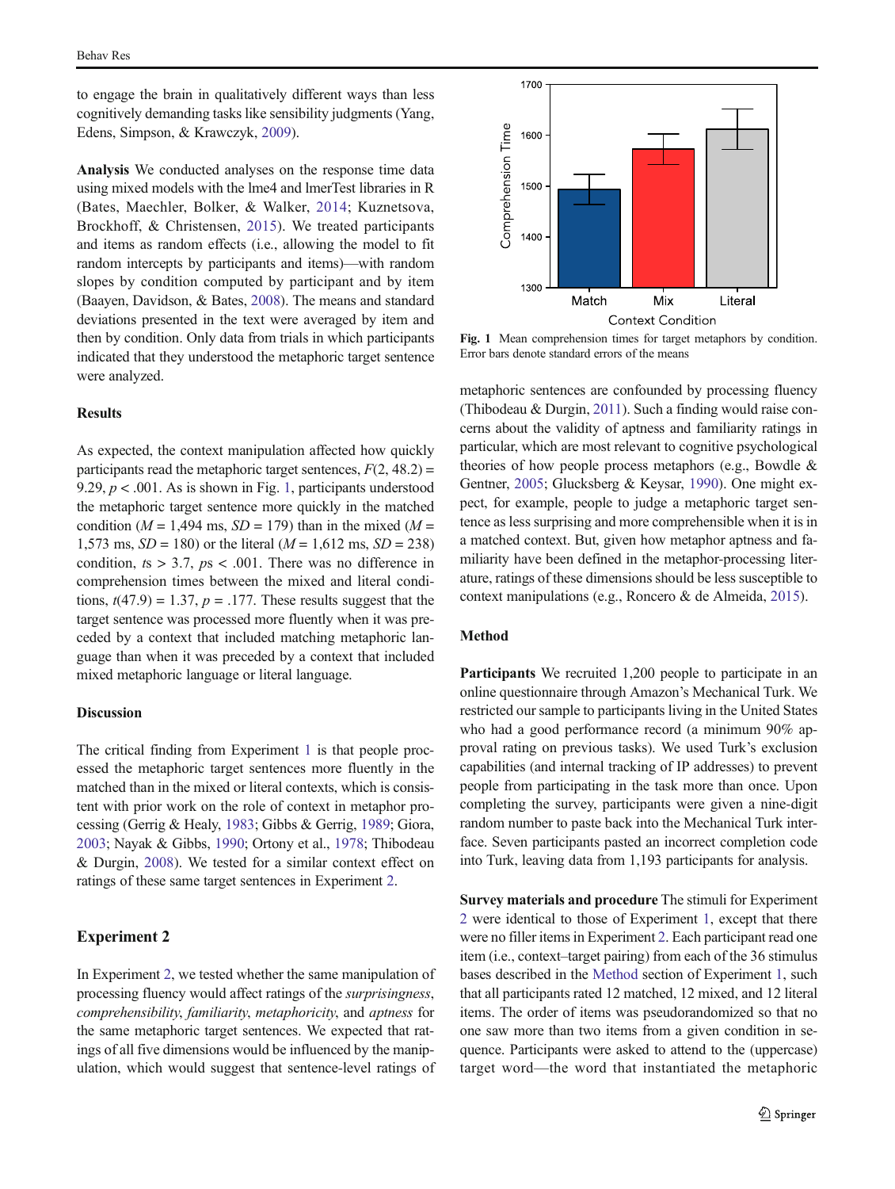to engage the brain in qualitatively different ways than less cognitively demanding tasks like sensibility judgments (Yang, Edens, Simpson, & Krawczyk, 2009).

**Analysis** We conducted analyses on the response time data using mixed models with the lme4 and lmerTest libraries in R (Bates, Maechler, Bolker, & Walker, 2014; Kuznetsova, Brockhoff, & Christensen, 2015). We treated participants and items as random effects (i.e., allowing the model to fit random intercepts by participants and items)—with random slopes by condition computed by participant and by item (Baayen, Davidson, & Bates, 2008). The means and standard deviations presented in the text were averaged by item and then by condition. Only data from trials in which participants indicated that they understood the metaphoric target sentence were analyzed.

### Results

As expected, the context manipulation affected how quickly participants read the metaphoric target sentences, $F(2, 48.2) = 9.29$, $p < .001$. As is shown in Fig. 1, participants understood the metaphoric target sentence more quickly in the matched condition ($M = 1{,}494$ ms, $SD = 179$) than in the mixed ($M = 1{,}573$ ms, $SD = 180$) or the literal ($M = 1{,}612$ ms, $SD = 238$) condition, $ts > 3.7$, $ps < .001$. There was no difference in comprehension times between the mixed and literal conditions, $t(47.9) = 1.37$, $p = .177$. These results suggest that the target sentence was processed more fluently when it was preceded by a context that included matching metaphoric language than when it was preceded by a context that included mixed metaphoric language or literal language.

**Fig. 1** Mean comprehension times for target metaphors by condition. Error bars denote standard errors of the means

### Discussion

The critical finding from Experiment 1 is that people processed the metaphoric target sentences more fluently in the matched than in the mixed or literal contexts, which is consistent with prior work on the role of context in metaphor processing (Gerrig & Healy, 1983; Gibbs & Gerrig, 1989; Giora, 2003; Nayak & Gibbs, 1990; Ortony et al., 1978; Thibodeau & Durgin, 2008). We tested for a similar context effect on ratings of these same target sentences in Experiment 2.

## Experiment 2

In Experiment 2, we tested whether the same manipulation of processing fluency would affect ratings of the *surprisingness*, *comprehensibility*, *familiarity*, *metaphoricity*, and *aptness* for the same metaphoric target sentences. We expected that ratings of all five dimensions would be influenced by the manipulation, which would suggest that sentence-level ratings of metaphoric sentences are confounded by processing fluency (Thibodeau & Durgin, 2011). Such a finding would raise concerns about the validity of aptness and familiarity ratings in particular, which are most relevant to cognitive psychological theories of how people process metaphors (e.g., Bowdle & Gentner, 2005; Glucksberg & Keysar, 1990). One might expect, for example, people to judge a metaphoric target sentence as less surprising and more comprehensible when it is in a matched context. But, given how metaphor aptness and familiarity have been defined in the metaphor-processing literature, ratings of these dimensions should be less susceptible to context manipulations (e.g., Roncero & de Almeida, 2015).

### Method

**Participants** We recruited 1,200 people to participate in an online questionnaire through Amazon's Mechanical Turk. We restricted our sample to participants living in the United States who had a good performance record (a minimum 90% approval rating on previous tasks). We used Turk's exclusion capabilities (and internal tracking of IP addresses) to prevent people from participating in the task more than once. Upon completing the survey, participants were given a nine-digit random number to paste back into the Mechanical Turk interface. Seven participants pasted an incorrect completion code into Turk, leaving data from 1,193 participants for analysis.

**Survey materials and procedure** The stimuli for Experiment 2 were identical to those of Experiment 1, except that there were no filler items in Experiment 2. Each participant read one item (i.e., context–target pairing) from each of the 36 stimulus bases described in the Method section of Experiment 1, such that all participants rated 12 matched, 12 mixed, and 12 literal items. The order of items was pseudorandomized so that no one saw more than two items from a given condition in sequence. Participants were asked to attend to the (uppercase) target word—the word that instantiated the metaphoric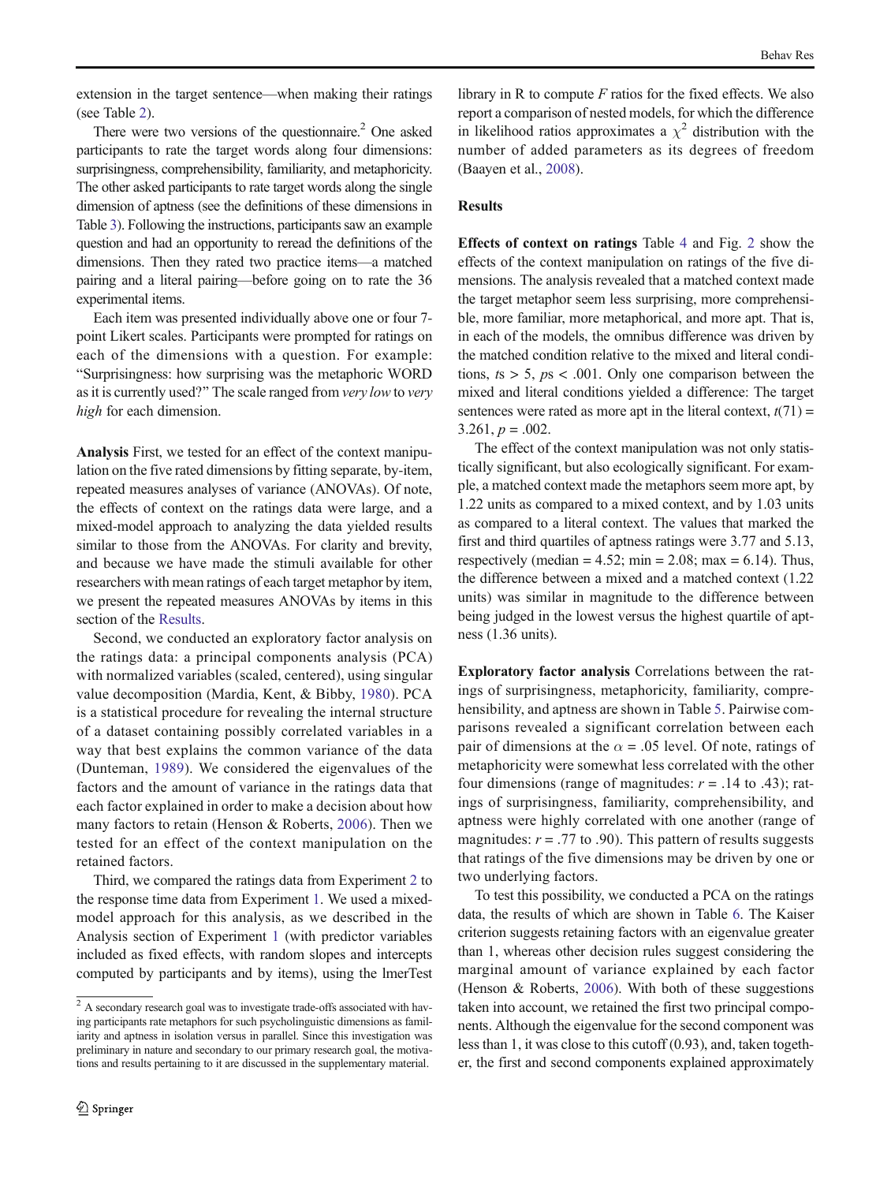extension in the target sentence—when making their ratings (see Table 2).

There were two versions of the questionnaire.[2] One asked participants to rate the target words along four dimensions: surprisingness, comprehensibility, familiarity, and metaphoricity. The other asked participants to rate target words along the single dimension of aptness (see the definitions of these dimensions in Table 3). Following the instructions, participants saw an example question and had an opportunity to reread the definitions of the dimensions. Then they rated two practice items—a matched pairing and a literal pairing—before going on to rate the 36 experimental items.

Each item was presented individually above one or four 7-point Likert scales. Participants were prompted for ratings on each of the dimensions with a question. For example: "Surprisingness: how surprising was the metaphoric WORD as it is currently used?" The scale ranged from *very low* to *very high* for each dimension.

**Analysis** First, we tested for an effect of the context manipulation on the five rated dimensions by fitting separate, by-item, repeated measures analyses of variance (ANOVAs). Of note, the effects of context on the ratings data were large, and a mixed-model approach to analyzing the data yielded results similar to those from the ANOVAs. For clarity and brevity, and because we have made the stimuli available for other researchers with mean ratings of each target metaphor by item, we present the repeated measures ANOVAs by items in this section of the Results.

Second, we conducted an exploratory factor analysis on the ratings data: a principal components analysis (PCA) with normalized variables (scaled, centered), using singular value decomposition (Mardia, Kent, & Bibby, 1980). PCA is a statistical procedure for revealing the internal structure of a dataset containing possibly correlated variables in a way that best explains the common variance of the data (Dunteman, 1989). We considered the eigenvalues of the factors and the amount of variance in the ratings data that each factor explained in order to make a decision about how many factors to retain (Henson & Roberts, 2006). Then we tested for an effect of the context manipulation on the retained factors.

Third, we compared the ratings data from Experiment 2 to the response time data from Experiment 1. We used a mixed-model approach for this analysis, as we described in the Analysis section of Experiment 1 (with predictor variables included as fixed effects, with random slopes and intercepts computed by participants and by items), using the lmerTest library in R to compute *F* ratios for the fixed effects. We also report a comparison of nested models, for which the difference in likelihood ratios approximates a $\chi^2$ distribution with the number of added parameters as its degrees of freedom (Baayen et al., 2008).

[2] A secondary research goal was to investigate trade-offs associated with having participants rate metaphors for such psycholinguistic dimensions as familiarity and aptness in isolation versus in parallel. Since this investigation was preliminary in nature and secondary to our primary research goal, the motivations and results pertaining to it are discussed in the supplementary material.

### Results

**Effects of context on ratings** Table 4 and Fig. 2 show the effects of the context manipulation on ratings of the five dimensions. The analysis revealed that a matched context made the target metaphor seem less surprising, more comprehensible, more familiar, more metaphorical, and more apt. That is, in each of the models, the omnibus difference was driven by the matched condition relative to the mixed and literal conditions, $t$s > 5, $p$s < .001. Only one comparison between the mixed and literal conditions yielded a difference: The target sentences were rated as more apt in the literal context, $t(71) = 3.261$, $p = .002$.

The effect of the context manipulation was not only statistically significant, but also ecologically significant. For example, a matched context made the metaphors seem more apt, by 1.22 units as compared to a mixed context, and by 1.03 units as compared to a literal context. The values that marked the first and third quartiles of aptness ratings were 3.77 and 5.13, respectively (median = 4.52; min = 2.08; max = 6.14). Thus, the difference between a mixed and a matched context (1.22 units) was similar in magnitude to the difference between being judged in the lowest versus the highest quartile of aptness (1.36 units).

**Exploratory factor analysis** Correlations between the ratings of surprisingness, metaphoricity, familiarity, comprehensibility, and aptness are shown in Table 5. Pairwise comparisons revealed a significant correlation between each pair of dimensions at the $\alpha = .05$ level. Of note, ratings of metaphoricity were somewhat less correlated with the other four dimensions (range of magnitudes: $r = .14$ to .43); ratings of surprisingness, familiarity, comprehensibility, and aptness were highly correlated with one another (range of magnitudes: $r = .77$ to .90). This pattern of results suggests that ratings of the five dimensions may be driven by one or two underlying factors.

To test this possibility, we conducted a PCA on the ratings data, the results of which are shown in Table 6. The Kaiser criterion suggests retaining factors with an eigenvalue greater than 1, whereas other decision rules suggest considering the marginal amount of variance explained by each factor (Henson & Roberts, 2006). With both of these suggestions taken into account, we retained the first two principal components. Although the eigenvalue for the second component was less than 1, it was close to this cutoff (0.93), and, taken together, the first and second components explained approximately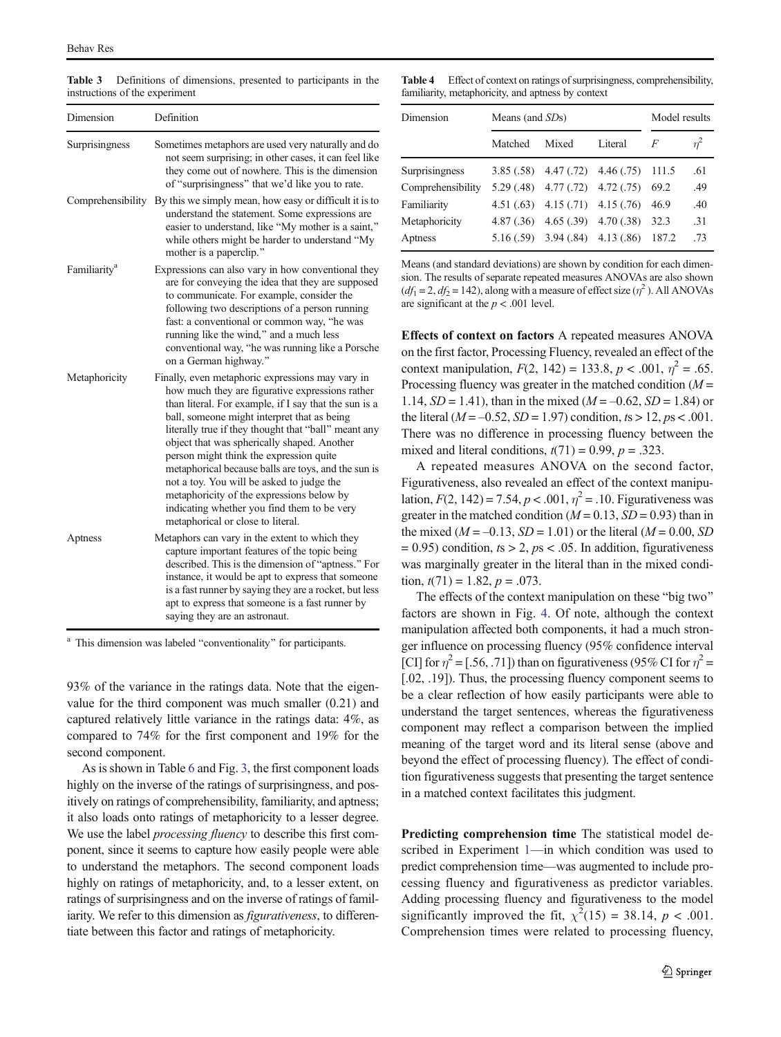**Table 3** Definitions of dimensions, presented to participants in the instructions of the experiment

| Dimension | Definition |
|---|---|
| Surprisingness | Sometimes metaphors are used very naturally and do not seem surprising; in other cases, it can feel like they come out of nowhere. This is the dimension of "surprisingness" that we'd like you to rate. |
| Comprehensibility | By this we simply mean, how easy or difficult it is to understand the statement. Some expressions are easier to understand, like "My mother is a saint," while others might be harder to understand "My mother is a paperclip." |
| Familiarity[a] | Expressions can also vary in how conventional they are for conveying the idea that they are supposed to communicate. For example, consider the following two descriptions of a person running fast: a conventional or common way, "he was running like the wind," and a much less conventional way, "he was running like a Porsche on a German highway." |
| Metaphoricity | Finally, even metaphoric expressions may vary in how much they are figurative expressions rather than literal. For example, if I say that the sun is a ball, someone might interpret that as being literally true if they thought that "ball" meant any object that was spherically shaped. Another person might think the expression quite metaphorical because balls are toys, and the sun is not a toy. You will be asked to judge the metaphoricity of the expressions below by indicating whether you find them to be very metaphorical or close to literal. |
| Aptness | Metaphors can vary in the extent to which they capture important features of the topic being described. This is the dimension of "aptness." For instance, it would be apt to express that someone is a fast runner by saying they are a rocket, but less apt to express that someone is a fast runner by saying they are an astronaut. |

[a] This dimension was labeled "conventionality" for participants.

93% of the variance in the ratings data. Note that the eigenvalue for the third component was much smaller (0.21) and captured relatively little variance in the ratings data: 4%, as compared to 74% for the first component and 19% for the second component.

As is shown in Table 6 and Fig. 3, the first component loads highly on the inverse of the ratings of surprisingness, and positively on ratings of comprehensibility, familiarity, and aptness; it also loads onto ratings of metaphoricity to a lesser degree. We use the label *processing fluency* to describe this first component, since it seems to capture how easily people were able to understand the metaphors. The second component loads highly on ratings of metaphoricity, and, to a lesser extent, on ratings of surprisingness and on the inverse of ratings of familiarity. We refer to this dimension as *figurativeness*, to differentiate between this factor and ratings of metaphoricity.

**Table 4** Effect of context on ratings of surprisingness, comprehensibility, familiarity, metaphoricity, and aptness by context

| Dimension | Means (and *SD*s) | | | Model results | |
|---|---|---|---|---|---|
| | Matched | Mixed | Literal | *F* | $\eta^2$ |
| Surprisingness | 3.85 (.58) | 4.47 (.72) | 4.46 (.75) | 111.5 | .61 |
| Comprehensibility | 5.29 (.48) | 4.77 (.72) | 4.72 (.75) | 69.2 | .49 |
| Familiarity | 4.51 (.63) | 4.15 (.71) | 4.15 (.76) | 46.9 | .40 |
| Metaphoricity | 4.87 (.36) | 4.65 (.39) | 4.70 (.38) | 32.3 | .31 |
| Aptness | 5.16 (.59) | 3.94 (.84) | 4.13 (.86) | 187.2 | .73 |

Means (and standard deviations) are shown by condition for each dimension. The results of separate repeated measures ANOVAs are also shown ($df_1 = 2$, $df_2 = 142$), along with a measure of effect size ($\eta^2$). All ANOVAs are significant at the $p < .001$ level.

**Effects of context on factors** A repeated measures ANOVA on the first factor, Processing Fluency, revealed an effect of the context manipulation, $F(2, 142) = 133.8$, $p < .001$, $\eta^2 = .65$. Processing fluency was greater in the matched condition ($M = 1.14$, $SD = 1.41$), than in the mixed ($M = -0.62$, $SD = 1.84$) or the literal ($M = -0.52$, $SD = 1.97$) condition, $t\text{s} > 12$, $p\text{s} < .001$. There was no difference in processing fluency between the mixed and literal conditions, $t(71) = 0.99$, $p = .323$.

A repeated measures ANOVA on the second factor, Figurativeness, also revealed an effect of the context manipulation, $F(2, 142) = 7.54$, $p < .001$, $\eta^2 = .10$. Figurativeness was greater in the matched condition ($M = 0.13$, $SD = 0.93$) than in the mixed ($M = -0.13$, $SD = 1.01$) or the literal ($M = 0.00$, $SD = 0.95$) condition, $t\text{s} > 2$, $p\text{s} < .05$. In addition, figurativeness was marginally greater in the literal than in the mixed condition, $t(71) = 1.82$, $p = .073$.

The effects of the context manipulation on these "big two" factors are shown in Fig. 4. Of note, although the context manipulation affected both components, it had a much stronger influence on processing fluency (95% confidence interval [CI] for $\eta^2 = [.56, .71]$) than on figurativeness (95% CI for $\eta^2 = [.02, .19]$). Thus, the processing fluency component seems to be a clear reflection of how easily participants were able to understand the target sentences, whereas the figurativeness component may reflect a comparison between the implied meaning of the target word and its literal sense (above and beyond the effect of processing fluency). The effect of condition figurativeness suggests that presenting the target sentence in a matched context facilitates this judgment.

**Predicting comprehension time** The statistical model described in Experiment 1—in which condition was used to predict comprehension time—was augmented to include processing fluency and figurativeness as predictor variables. Adding processing fluency and figurativeness to the model significantly improved the fit, $\chi^2(15) = 38.14$, $p < .001$. Comprehension times were related to processing fluency,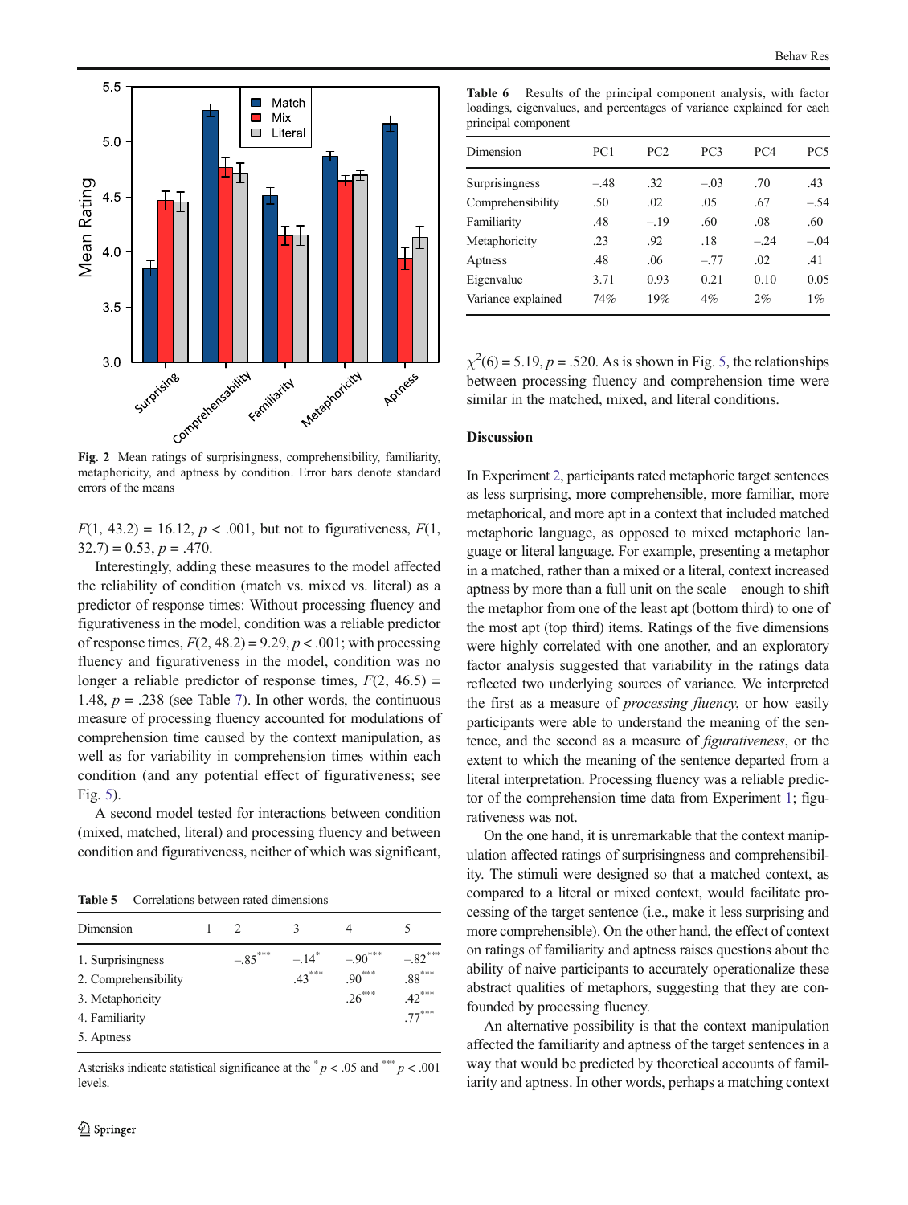Fig. 2 Mean ratings of surprisingness, comprehensibility, familiarity, metaphoricity, and aptness by condition. Error bars denote standard errors of the means

$F(1, 43.2) = 16.12$, $p < .001$, but not to figurativeness, $F(1, 32.7) = 0.53$, $p = .470$.

Interestingly, adding these measures to the model affected the reliability of condition (match vs. mixed vs. literal) as a predictor of response times: Without processing fluency and figurativeness in the model, condition was a reliable predictor of response times, $F(2, 48.2) = 9.29$, $p < .001$; with processing fluency and figurativeness in the model, condition was no longer a reliable predictor of response times, $F(2, 46.5) = 1.48$, $p = .238$ (see Table 7). In other words, the continuous measure of processing fluency accounted for modulations of comprehension time caused by the context manipulation, as well as for variability in comprehension times within each condition (and any potential effect of figurativeness; see Fig. 5).

A second model tested for interactions between condition (mixed, matched, literal) and processing fluency and between condition and figurativeness, neither of which was significant, $\chi^2(6) = 5.19$, $p = .520$. As is shown in Fig. 5, the relationships between processing fluency and comprehension time were similar in the matched, mixed, and literal conditions.

**Table 5** Correlations between rated dimensions

| Dimension | 1 | 2 | 3 | 4 | 5 |
|---|---|---|---|---|---|
| 1. Surprisingness | | –.85*** | –.14* | –.90*** | –.82*** |
| 2. Comprehensibility | | | .43*** | .90*** | .88*** |
| 3. Metaphoricity | | | | .26*** | .42*** |
| 4. Familiarity | | | | | .77*** |
| 5. Aptness | | | | | |

Asterisks indicate statistical significance at the * $p < .05$ and *** $p < .001$ levels.

**Table 6** Results of the principal component analysis, with factor loadings, eigenvalues, and percentages of variance explained for each principal component

| Dimension | PC1 | PC2 | PC3 | PC4 | PC5 |
|---|---|---|---|---|---|
| Surprisingness | –.48 | .32 | –.03 | .70 | .43 |
| Comprehensibility | .50 | .02 | .05 | .67 | –.54 |
| Familiarity | .48 | –.19 | .60 | .08 | .60 |
| Metaphoricity | .23 | .92 | .18 | –.24 | –.04 |
| Aptness | .48 | .06 | –.77 | .02 | .41 |
| Eigenvalue | 3.71 | 0.93 | 0.21 | 0.10 | 0.05 |
| Variance explained | 74% | 19% | 4% | 2% | 1% |

## Discussion

In Experiment 2, participants rated metaphoric target sentences as less surprising, more comprehensible, more familiar, more metaphorical, and more apt in a context that included matched metaphoric language, as opposed to mixed metaphoric language or literal language. For example, presenting a metaphor in a matched, rather than a mixed or a literal, context increased aptness by more than a full unit on the scale—enough to shift the metaphor from one of the least apt (bottom third) to one of the most apt (top third) items. Ratings of the five dimensions were highly correlated with one another, and an exploratory factor analysis suggested that variability in the ratings data reflected two underlying sources of variance. We interpreted the first as a measure of *processing fluency*, or how easily participants were able to understand the meaning of the sentence, and the second as a measure of *figurativeness*, or the extent to which the meaning of the sentence departed from a literal interpretation. Processing fluency was a reliable predictor of the comprehension time data from Experiment 1; figurativeness was not.

On the one hand, it is unremarkable that the context manipulation affected ratings of surprisingness and comprehensibility. The stimuli were designed so that a matched context, as compared to a literal or mixed context, would facilitate processing of the target sentence (i.e., make it less surprising and more comprehensible). On the other hand, the effect of context on ratings of familiarity and aptness raises questions about the ability of naive participants to accurately operationalize these abstract qualities of metaphors, suggesting that they are confounded by processing fluency.

An alternative possibility is that the context manipulation affected the familiarity and aptness of the target sentences in a way that would be predicted by theoretical accounts of familiarity and aptness. In other words, perhaps a matching context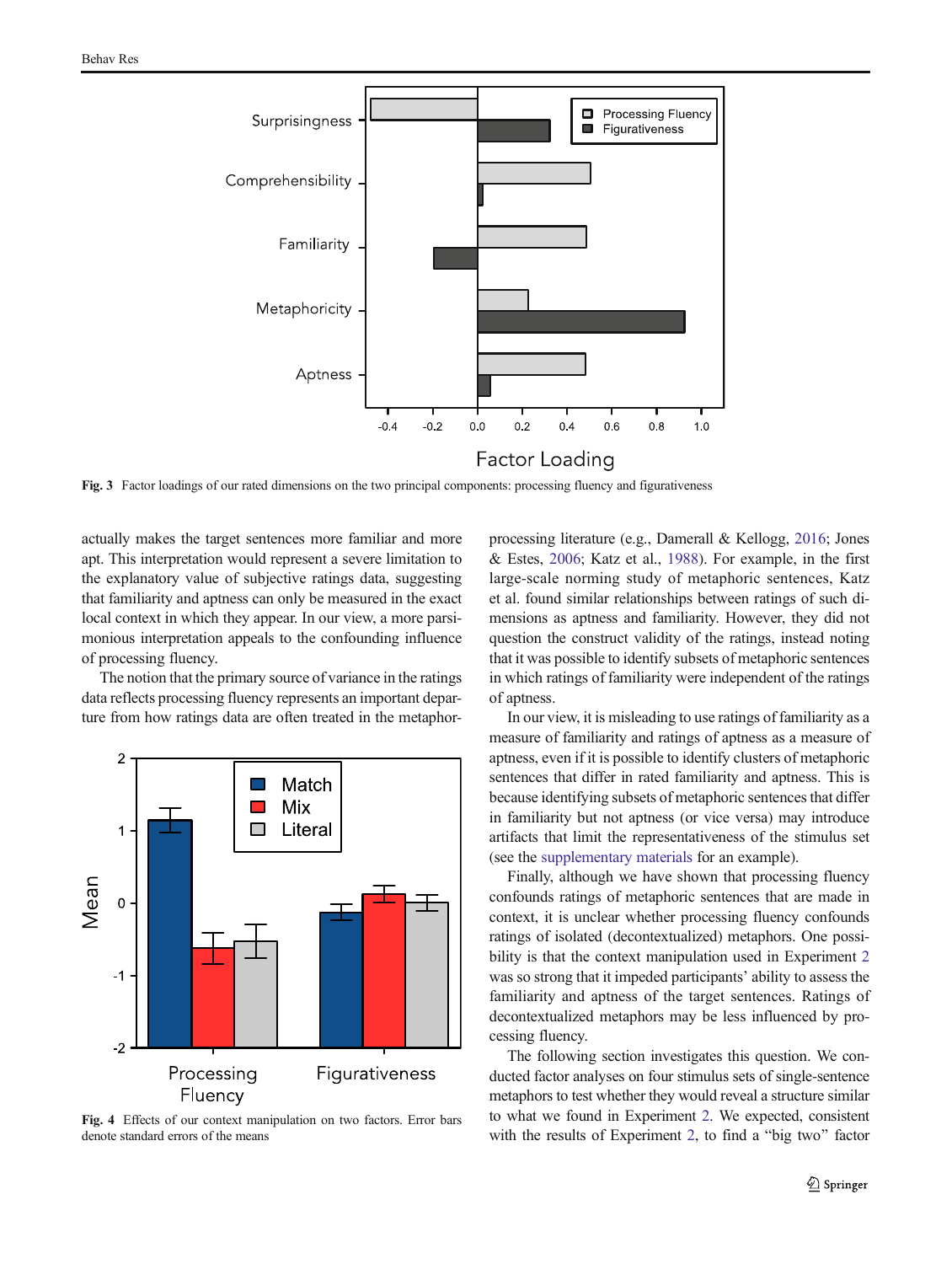Fig. 3 Factor loadings of our rated dimensions on the two principal components: processing fluency and figurativeness

actually makes the target sentences more familiar and more apt. This interpretation would represent a severe limitation to the explanatory value of subjective ratings data, suggesting that familiarity and aptness can only be measured in the exact local context in which they appear. In our view, a more parsimonious interpretation appeals to the confounding influence of processing fluency.

The notion that the primary source of variance in the ratings data reflects processing fluency represents an important departure from how ratings data are often treated in the metaphor-processing literature (e.g., Damerall & Kellogg, 2016; Jones & Estes, 2006; Katz et al., 1988). For example, in the first large-scale norming study of metaphoric sentences, Katz et al. found similar relationships between ratings of such dimensions as aptness and familiarity. However, they did not question the construct validity of the ratings, instead noting that it was possible to identify subsets of metaphoric sentences in which ratings of familiarity were independent of the ratings of aptness.

Fig. 4 Effects of our context manipulation on two factors. Error bars denote standard errors of the means

In our view, it is misleading to use ratings of familiarity as a measure of familiarity and ratings of aptness as a measure of aptness, even if it is possible to identify clusters of metaphoric sentences that differ in rated familiarity and aptness. This is because identifying subsets of metaphoric sentences that differ in familiarity but not aptness (or vice versa) may introduce artifacts that limit the representativeness of the stimulus set (see the supplementary materials for an example).

Finally, although we have shown that processing fluency confounds ratings of metaphoric sentences that are made in context, it is unclear whether processing fluency confounds ratings of isolated (decontextualized) metaphors. One possibility is that the context manipulation used in Experiment 2 was so strong that it impeded participants' ability to assess the familiarity and aptness of the target sentences. Ratings of decontextualized metaphors may be less influenced by processing fluency.

The following section investigates this question. We conducted factor analyses on four stimulus sets of single-sentence metaphors to test whether they would reveal a structure similar to what we found in Experiment 2. We expected, consistent with the results of Experiment 2, to find a "big two" factor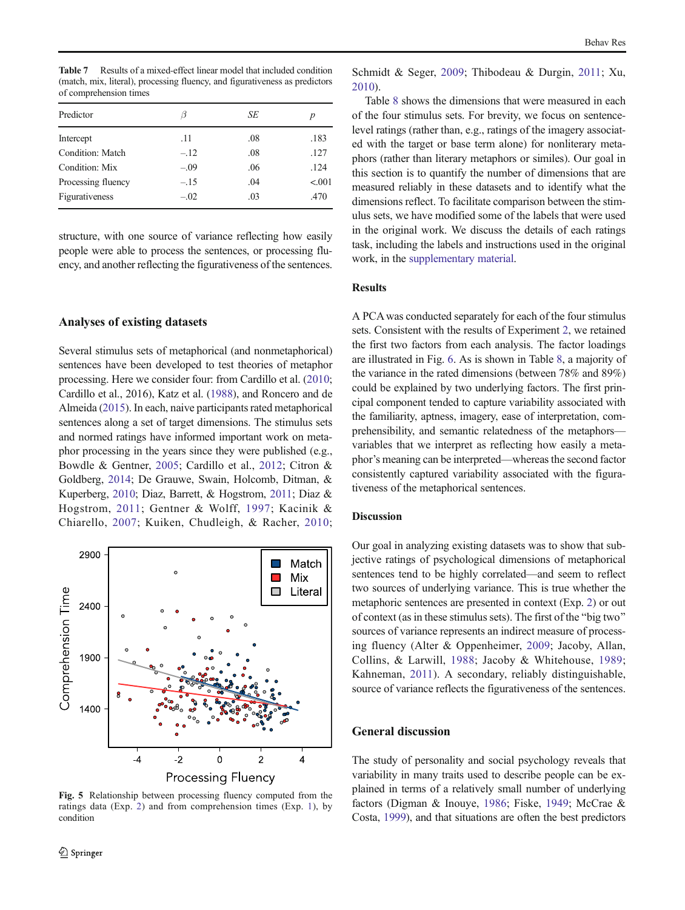**Table 7** Results of a mixed-effect linear model that included condition (match, mix, literal), processing fluency, and figurativeness as predictors of comprehension times

| Predictor | β | SE | p |
|---|---|---|---|
| Intercept | .11 | .08 | .183 |
| Condition: Match | –.12 | .08 | .127 |
| Condition: Mix | –.09 | .06 | .124 |
| Processing fluency | –.15 | .04 | <.001 |
| Figurativeness | –.02 | .03 | .470 |

structure, with one source of variance reflecting how easily people were able to process the sentences, or processing fluency, and another reflecting the figurativeness of the sentences.

## Analyses of existing datasets

Several stimulus sets of metaphorical (and nonmetaphorical) sentences have been developed to test theories of metaphor processing. Here we consider four: from Cardillo et al. (2010; Cardillo et al., 2016), Katz et al. (1988), and Roncero and de Almeida (2015). In each, naive participants rated metaphorical sentences along a set of target dimensions. The stimulus sets and normed ratings have informed important work on metaphor processing in the years since they were published (e.g., Bowdle & Gentner, 2005; Cardillo et al., 2012; Citron & Goldberg, 2014; De Grauwe, Swain, Holcomb, Ditman, & Kuperberg, 2010; Diaz, Barrett, & Hogstrom, 2011; Diaz & Hogstrom, 2011; Gentner & Wolff, 1997; Kacinik & Chiarello, 2007; Kuiken, Chudleigh, & Racher, 2010; Schmidt & Seger, 2009; Thibodeau & Durgin, 2011; Xu, 2010).

**Fig. 5** Relationship between processing fluency computed from the ratings data (Exp. 2) and from comprehension times (Exp. 1), by condition

Table 8 shows the dimensions that were measured in each of the four stimulus sets. For brevity, we focus on sentence-level ratings (rather than, e.g., ratings of the imagery associated with the target or base term alone) for nonliteral metaphors (rather than literal metaphors or similes). Our goal in this section is to quantify the number of dimensions that are measured reliably in these datasets and to identify what the dimensions reflect. To facilitate comparison between the stimulus sets, we have modified some of the labels that were used in the original work. We discuss the details of each ratings task, including the labels and instructions used in the original work, in the supplementary material.

### Results

A PCA was conducted separately for each of the four stimulus sets. Consistent with the results of Experiment 2, we retained the first two factors from each analysis. The factor loadings are illustrated in Fig. 6. As is shown in Table 8, a majority of the variance in the rated dimensions (between 78% and 89%) could be explained by two underlying factors. The first principal component tended to capture variability associated with the familiarity, aptness, imagery, ease of interpretation, comprehensibility, and semantic relatedness of the metaphors—variables that we interpret as reflecting how easily a metaphor's meaning can be interpreted—whereas the second factor consistently captured variability associated with the figurativeness of the metaphorical sentences.

### Discussion

Our goal in analyzing existing datasets was to show that subjective ratings of psychological dimensions of metaphorical sentences tend to be highly correlated—and seem to reflect two sources of underlying variance. This is true whether the metaphoric sentences are presented in context (Exp. 2) or out of context (as in these stimulus sets). The first of the "big two" sources of variance represents an indirect measure of processing fluency (Alter & Oppenheimer, 2009; Jacoby, Allan, Collins, & Larwill, 1988; Jacoby & Whitehouse, 1989; Kahneman, 2011). A secondary, reliably distinguishable, source of variance reflects the figurativeness of the sentences.

## General discussion

The study of personality and social psychology reveals that variability in many traits used to describe people can be explained in terms of a relatively small number of underlying factors (Digman & Inouye, 1986; Fiske, 1949; McCrae & Costa, 1999), and that situations are often the best predictors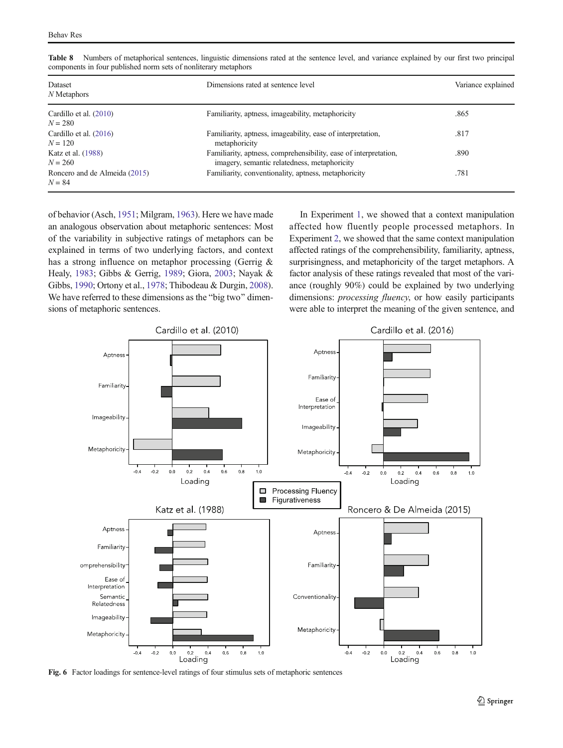**Table 8** Numbers of metaphorical sentences, linguistic dimensions rated at the sentence level, and variance explained by our first two principal components in four published norm sets of nonliterary metaphors

| Dataset<br>*N* Metaphors | Dimensions rated at sentence level | Variance explained |
|---|---|---|
| Cardillo et al. (2010)<br>*N* = 280 | Familiarity, aptness, imageability, metaphoricity | .865 |
| Cardillo et al. (2016)<br>*N* = 120 | Familiarity, aptness, imageability, ease of interpretation, metaphoricity | .817 |
| Katz et al. (1988)<br>*N* = 260 | Familiarity, aptness, comprehensibility, ease of interpretation, imagery, semantic relatedness, metaphoricity | .890 |
| Roncero and de Almeida (2015)<br>*N* = 84 | Familiarity, conventionality, aptness, metaphoricity | .781 |

of behavior (Asch, 1951; Milgram, 1963). Here we have made an analogous observation about metaphoric sentences: Most of the variability in subjective ratings of metaphors can be explained in terms of two underlying factors, and context has a strong influence on metaphor processing (Gerrig & Healy, 1983; Gibbs & Gerrig, 1989; Giora, 2003; Nayak & Gibbs, 1990; Ortony et al., 1978; Thibodeau & Durgin, 2008). We have referred to these dimensions as the "big two" dimensions of metaphoric sentences.

In Experiment 1, we showed that a context manipulation affected how fluently people processed metaphors. In Experiment 2, we showed that the same context manipulation affected ratings of the comprehensibility, familiarity, aptness, surprisingness, and metaphoricity of the target metaphors. A factor analysis of these ratings revealed that most of the variance (roughly 90%) could be explained by two underlying dimensions: *processing fluency*, or how easily participants were able to interpret the meaning of the given sentence, and

**Fig. 6** Factor loadings for sentence-level ratings of four stimulus sets of metaphoric sentences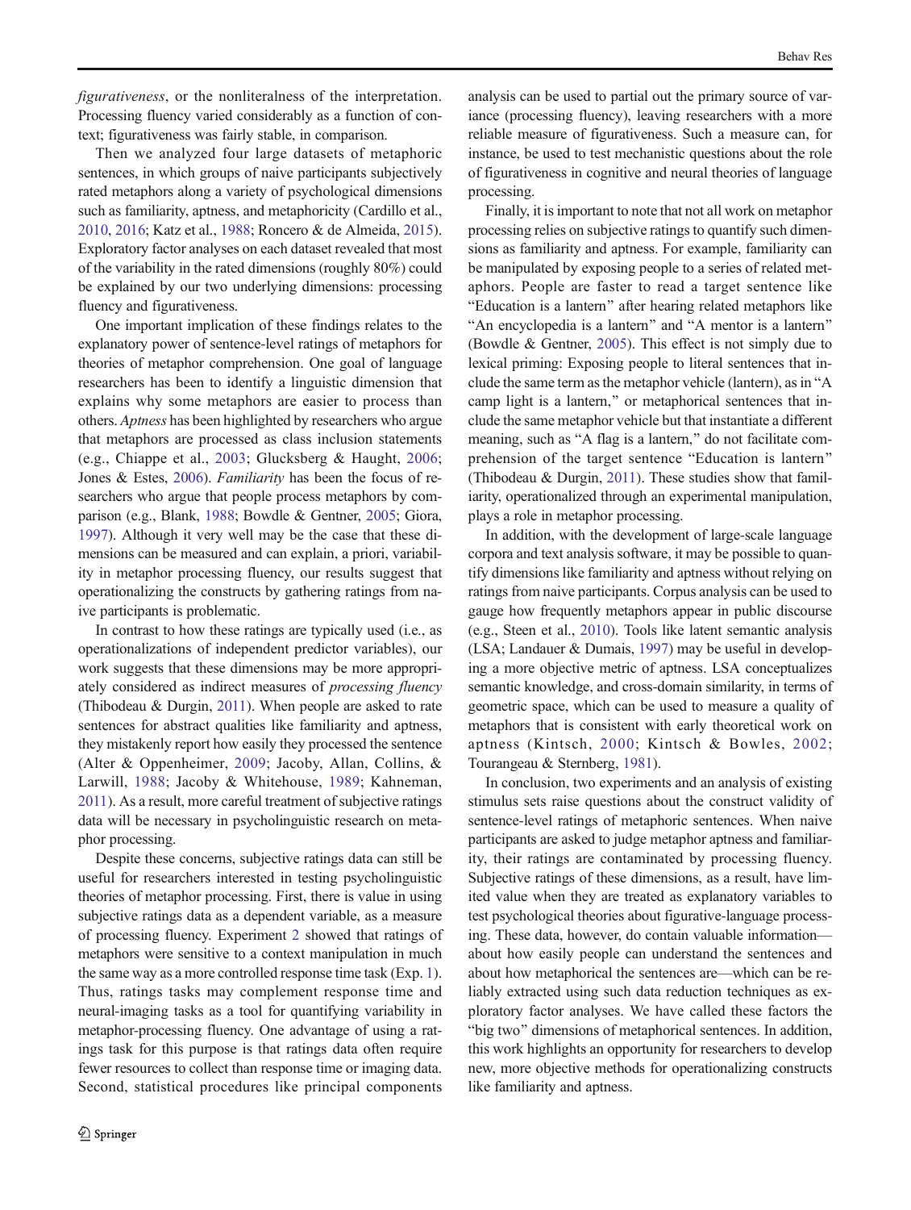*figurativeness*, or the nonliteralness of the interpretation. Processing fluency varied considerably as a function of context; figurativeness was fairly stable, in comparison.

Then we analyzed four large datasets of metaphoric sentences, in which groups of naive participants subjectively rated metaphors along a variety of psychological dimensions such as familiarity, aptness, and metaphoricity (Cardillo et al., 2010, 2016; Katz et al., 1988; Roncero & de Almeida, 2015). Exploratory factor analyses on each dataset revealed that most of the variability in the rated dimensions (roughly 80%) could be explained by our two underlying dimensions: processing fluency and figurativeness.

One important implication of these findings relates to the explanatory power of sentence-level ratings of metaphors for theories of metaphor comprehension. One goal of language researchers has been to identify a linguistic dimension that explains why some metaphors are easier to process than others. *Aptness* has been highlighted by researchers who argue that metaphors are processed as class inclusion statements (e.g., Chiappe et al., 2003; Glucksberg & Haught, 2006; Jones & Estes, 2006). *Familiarity* has been the focus of researchers who argue that people process metaphors by comparison (e.g., Blank, 1988; Bowdle & Gentner, 2005; Giora, 1997). Although it very well may be the case that these dimensions can be measured and can explain, a priori, variability in metaphor processing fluency, our results suggest that operationalizing the constructs by gathering ratings from naive participants is problematic.

In contrast to how these ratings are typically used (i.e., as operationalizations of independent predictor variables), our work suggests that these dimensions may be more appropriately considered as indirect measures of *processing fluency* (Thibodeau & Durgin, 2011). When people are asked to rate sentences for abstract qualities like familiarity and aptness, they mistakenly report how easily they processed the sentence (Alter & Oppenheimer, 2009; Jacoby, Allan, Collins, & Larwill, 1988; Jacoby & Whitehouse, 1989; Kahneman, 2011). As a result, more careful treatment of subjective ratings data will be necessary in psycholinguistic research on metaphor processing.

Despite these concerns, subjective ratings data can still be useful for researchers interested in testing psycholinguistic theories of metaphor processing. First, there is value in using subjective ratings data as a dependent variable, as a measure of processing fluency. Experiment 2 showed that ratings of metaphors were sensitive to a context manipulation in much the same way as a more controlled response time task (Exp. 1). Thus, ratings tasks may complement response time and neural-imaging tasks as a tool for quantifying variability in metaphor-processing fluency. One advantage of using a ratings task for this purpose is that ratings data often require fewer resources to collect than response time or imaging data. Second, statistical procedures like principal components analysis can be used to partial out the primary source of variance (processing fluency), leaving researchers with a more reliable measure of figurativeness. Such a measure can, for instance, be used to test mechanistic questions about the role of figurativeness in cognitive and neural theories of language processing.

Finally, it is important to note that not all work on metaphor processing relies on subjective ratings to quantify such dimensions as familiarity and aptness. For example, familiarity can be manipulated by exposing people to a series of related metaphors. People are faster to read a target sentence like "Education is a lantern" after hearing related metaphors like "An encyclopedia is a lantern" and "A mentor is a lantern" (Bowdle & Gentner, 2005). This effect is not simply due to lexical priming: Exposing people to literal sentences that include the same term as the metaphor vehicle (lantern), as in "A camp light is a lantern," or metaphorical sentences that include the same metaphor vehicle but that instantiate a different meaning, such as "A flag is a lantern," do not facilitate comprehension of the target sentence "Education is lantern" (Thibodeau & Durgin, 2011). These studies show that familiarity, operationalized through an experimental manipulation, plays a role in metaphor processing.

In addition, with the development of large-scale language corpora and text analysis software, it may be possible to quantify dimensions like familiarity and aptness without relying on ratings from naive participants. Corpus analysis can be used to gauge how frequently metaphors appear in public discourse (e.g., Steen et al., 2010). Tools like latent semantic analysis (LSA; Landauer & Dumais, 1997) may be useful in developing a more objective metric of aptness. LSA conceptualizes semantic knowledge, and cross-domain similarity, in terms of geometric space, which can be used to measure a quality of metaphors that is consistent with early theoretical work on aptness (Kintsch, 2000; Kintsch & Bowles, 2002; Tourangeau & Sternberg, 1981).

In conclusion, two experiments and an analysis of existing stimulus sets raise questions about the construct validity of sentence-level ratings of metaphoric sentences. When naive participants are asked to judge metaphor aptness and familiarity, their ratings are contaminated by processing fluency. Subjective ratings of these dimensions, as a result, have limited value when they are treated as explanatory variables to test psychological theories about figurative-language processing. These data, however, do contain valuable information—about how easily people can understand the sentences and about how metaphorical the sentences are—which can be reliably extracted using such data reduction techniques as exploratory factor analyses. We have called these factors the "big two" dimensions of metaphorical sentences. In addition, this work highlights an opportunity for researchers to develop new, more objective methods for operationalizing constructs like familiarity and aptness.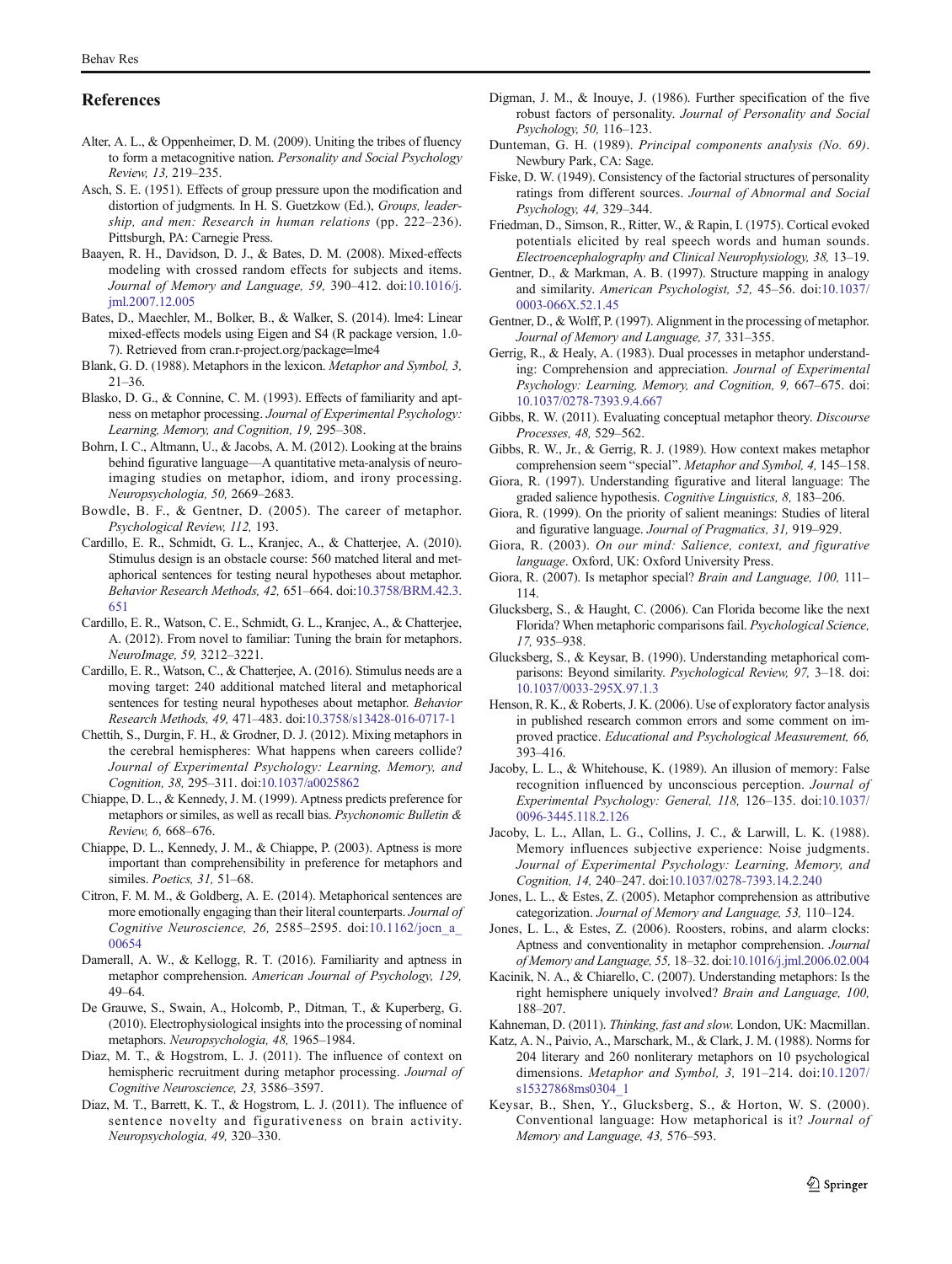## References

Alter, A. L., & Oppenheimer, D. M. (2009). Uniting the tribes of fluency to form a metacognitive nation. *Personality and Social Psychology Review, 13,* 219–235.

Asch, S. E. (1951). Effects of group pressure upon the modification and distortion of judgments. In H. S. Guetzkow (Ed.), *Groups, leadership, and men: Research in human relations* (pp. 222–236). Pittsburgh, PA: Carnegie Press.

Baayen, R. H., Davidson, D. J., & Bates, D. M. (2008). Mixed-effects modeling with crossed random effects for subjects and items. *Journal of Memory and Language, 59,* 390–412. doi:10.1016/j.jml.2007.12.005

Bates, D., Maechler, M., Bolker, B., & Walker, S. (2014). lme4: Linear mixed-effects models using Eigen and S4 (R package version, 1.0-7). Retrieved from cran.r-project.org/package=lme4

Blank, G. D. (1988). Metaphors in the lexicon. *Metaphor and Symbol, 3,* 21–36.

Blasko, D. G., & Connine, C. M. (1993). Effects of familiarity and aptness on metaphor processing. *Journal of Experimental Psychology: Learning, Memory, and Cognition, 19,* 295–308.

Bohrn, I. C., Altmann, U., & Jacobs, A. M. (2012). Looking at the brains behind figurative language—A quantitative meta-analysis of neuroimaging studies on metaphor, idiom, and irony processing. *Neuropsychologia, 50,* 2669–2683.

Bowdle, B. F., & Gentner, D. (2005). The career of metaphor. *Psychological Review, 112,* 193.

Cardillo, E. R., Schmidt, G. L., Kranjec, A., & Chatterjee, A. (2010). Stimulus design is an obstacle course: 560 matched literal and metaphorical sentences for testing neural hypotheses about metaphor. *Behavior Research Methods, 42,* 651–664. doi:10.3758/BRM.42.3.651

Cardillo, E. R., Watson, C. E., Schmidt, G. L., Kranjec, A., & Chatterjee, A. (2012). From novel to familiar: Tuning the brain for metaphors. *NeuroImage, 59,* 3212–3221.

Cardillo, E. R., Watson, C., & Chatterjee, A. (2016). Stimulus needs are a moving target: 240 additional matched literal and metaphorical sentences for testing neural hypotheses about metaphor. *Behavior Research Methods, 49,* 471–483. doi:10.3758/s13428-016-0717-1

Chettih, S., Durgin, F. H., & Grodner, D. J. (2012). Mixing metaphors in the cerebral hemispheres: What happens when careers collide? *Journal of Experimental Psychology: Learning, Memory, and Cognition, 38,* 295–311. doi:10.1037/a0025862

Chiappe, D. L., & Kennedy, J. M. (1999). Aptness predicts preference for metaphors or similes, as well as recall bias. *Psychonomic Bulletin & Review, 6,* 668–676.

Chiappe, D. L., Kennedy, J. M., & Chiappe, P. (2003). Aptness is more important than comprehensibility in preference for metaphors and similes. *Poetics, 31,* 51–68.

Citron, F. M. M., & Goldberg, A. E. (2014). Metaphorical sentences are more emotionally engaging than their literal counterparts. *Journal of Cognitive Neuroscience, 26,* 2585–2595. doi:10.1162/jocn_a_00654

Damerall, A. W., & Kellogg, R. T. (2016). Familiarity and aptness in metaphor comprehension. *American Journal of Psychology, 129,* 49–64.

De Grauwe, S., Swain, A., Holcomb, P., Ditman, T., & Kuperberg, G. (2010). Electrophysiological insights into the processing of nominal metaphors. *Neuropsychologia, 48,* 1965–1984.

Diaz, M. T., & Hogstrom, L. J. (2011). The influence of context on hemispheric recruitment during metaphor processing. *Journal of Cognitive Neuroscience, 23,* 3586–3597.

Diaz, M. T., Barrett, K. T., & Hogstrom, L. J. (2011). The influence of sentence novelty and figurativeness on brain activity. *Neuropsychologia, 49,* 320–330.

Digman, J. M., & Inouye, J. (1986). Further specification of the five robust factors of personality. *Journal of Personality and Social Psychology, 50,* 116–123.

Dunteman, G. H. (1989). *Principal components analysis (No. 69)*. Newbury Park, CA: Sage.

Fiske, D. W. (1949). Consistency of the factorial structures of personality ratings from different sources. *Journal of Abnormal and Social Psychology, 44,* 329–344.

Friedman, D., Simson, R., Ritter, W., & Rapin, I. (1975). Cortical evoked potentials elicited by real speech words and human sounds. *Electroencephalography and Clinical Neurophysiology, 38,* 13–19.

Gentner, D., & Markman, A. B. (1997). Structure mapping in analogy and similarity. *American Psychologist, 52,* 45–56. doi:10.1037/0003-066X.52.1.45

Gentner, D., & Wolff, P. (1997). Alignment in the processing of metaphor. *Journal of Memory and Language, 37,* 331–355.

Gerrig, R., & Healy, A. (1983). Dual processes in metaphor understanding: Comprehension and appreciation. *Journal of Experimental Psychology: Learning, Memory, and Cognition, 9,* 667–675. doi:10.1037/0278-7393.9.4.667

Gibbs, R. W. (2011). Evaluating conceptual metaphor theory. *Discourse Processes, 48,* 529–562.

Gibbs, R. W., Jr., & Gerrig, R. J. (1989). How context makes metaphor comprehension seem "special". *Metaphor and Symbol, 4,* 145–158.

Giora, R. (1997). Understanding figurative and literal language: The graded salience hypothesis. *Cognitive Linguistics, 8,* 183–206.

Giora, R. (1999). On the priority of salient meanings: Studies of literal and figurative language. *Journal of Pragmatics, 31,* 919–929.

Giora, R. (2003). *On our mind: Salience, context, and figurative language*. Oxford, UK: Oxford University Press.

Giora, R. (2007). Is metaphor special? *Brain and Language, 100,* 111–114.

Glucksberg, S., & Haught, C. (2006). Can Florida become like the next Florida? When metaphoric comparisons fail. *Psychological Science, 17,* 935–938.

Glucksberg, S., & Keysar, B. (1990). Understanding metaphorical comparisons: Beyond similarity. *Psychological Review, 97,* 3–18. doi:10.1037/0033-295X.97.1.3

Henson, R. K., & Roberts, J. K. (2006). Use of exploratory factor analysis in published research common errors and some comment on improved practice. *Educational and Psychological Measurement, 66,* 393–416.

Jacoby, L. L., & Whitehouse, K. (1989). An illusion of memory: False recognition influenced by unconscious perception. *Journal of Experimental Psychology: General, 118,* 126–135. doi:10.1037/0096-3445.118.2.126

Jacoby, L. L., Allan, L. G., Collins, J. C., & Larwill, L. K. (1988). Memory influences subjective experience: Noise judgments. *Journal of Experimental Psychology: Learning, Memory, and Cognition, 14,* 240–247. doi:10.1037/0278-7393.14.2.240

Jones, L. L., & Estes, Z. (2005). Metaphor comprehension as attributive categorization. *Journal of Memory and Language, 53,* 110–124.

Jones, L. L., & Estes, Z. (2006). Roosters, robins, and alarm clocks: Aptness and conventionality in metaphor comprehension. *Journal of Memory and Language, 55,* 18–32. doi:10.1016/j.jml.2006.02.004

Kacinik, N. A., & Chiarello, C. (2007). Understanding metaphors: Is the right hemisphere uniquely involved? *Brain and Language, 100,* 188–207.

Kahneman, D. (2011). *Thinking, fast and slow.* London, UK: Macmillan.

Katz, A. N., Paivio, A., Marschark, M., & Clark, J. M. (1988). Norms for 204 literary and 260 nonliterary metaphors on 10 psychological dimensions. *Metaphor and Symbol, 3,* 191–214. doi:10.1207/s15327868ms0304_1

Keysar, B., Shen, Y., Glucksberg, S., & Horton, W. S. (2000). Conventional language: How metaphorical is it? *Journal of Memory and Language, 43,* 576–593.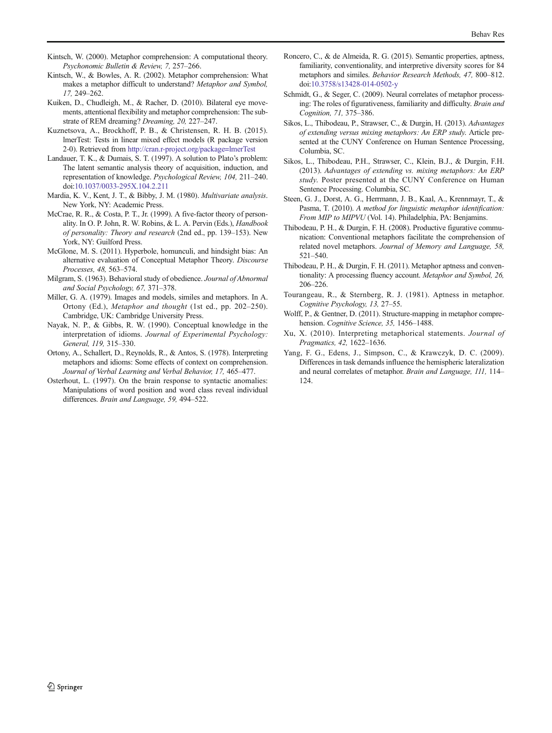Kintsch, W. (2000). Metaphor comprehension: A computational theory. *Psychonomic Bulletin & Review, 7,* 257–266.

Kintsch, W., & Bowles, A. R. (2002). Metaphor comprehension: What makes a metaphor difficult to understand? *Metaphor and Symbol, 17,* 249–262.

Kuiken, D., Chudleigh, M., & Racher, D. (2010). Bilateral eye movements, attentional flexibility and metaphor comprehension: The substrate of REM dreaming? *Dreaming, 20,* 227–247.

Kuznetsova, A., Brockhoff, P. B., & Christensen, R. H. B. (2015). lmerTest: Tests in linear mixed effect models (R package version 2-0). Retrieved from http://cran.r-project.org/package=lmerTest

Landauer, T. K., & Dumais, S. T. (1997). A solution to Plato's problem: The latent semantic analysis theory of acquisition, induction, and representation of knowledge. *Psychological Review, 104,* 211–240. doi:10.1037/0033-295X.104.2.211

Mardia, K. V., Kent, J. T., & Bibby, J. M. (1980). *Multivariate analysis*. New York, NY: Academic Press.

McCrae, R. R., & Costa, P. T., Jr. (1999). A five-factor theory of personality. In O. P. John, R. W. Robins, & L. A. Pervin (Eds.), *Handbook of personality: Theory and research* (2nd ed., pp. 139–153). New York, NY: Guilford Press.

McGlone, M. S. (2011). Hyperbole, homunculi, and hindsight bias: An alternative evaluation of Conceptual Metaphor Theory. *Discourse Processes, 48,* 563–574.

Milgram, S. (1963). Behavioral study of obedience. *Journal of Abnormal and Social Psychology, 67,* 371–378.

Miller, G. A. (1979). Images and models, similes and metaphors. In A. Ortony (Ed.), *Metaphor and thought* (1st ed., pp. 202–250). Cambridge, UK: Cambridge University Press.

Nayak, N. P., & Gibbs, R. W. (1990). Conceptual knowledge in the interpretation of idioms. *Journal of Experimental Psychology: General, 119,* 315–330.

Ortony, A., Schallert, D., Reynolds, R., & Antos, S. (1978). Interpreting metaphors and idioms: Some effects of context on comprehension. *Journal of Verbal Learning and Verbal Behavior, 17,* 465–477.

Osterhout, L. (1997). On the brain response to syntactic anomalies: Manipulations of word position and word class reveal individual differences. *Brain and Language, 59,* 494–522.

Roncero, C., & de Almeida, R. G. (2015). Semantic properties, aptness, familiarity, conventionality, and interpretive diversity scores for 84 metaphors and similes. *Behavior Research Methods, 47,* 800–812. doi:10.3758/s13428-014-0502-y

Schmidt, G., & Seger, C. (2009). Neural correlates of metaphor processing: The roles of figurativeness, familiarity and difficulty. *Brain and Cognition, 71,* 375–386.

Sikos, L., Thibodeau, P., Strawser, C., & Durgin, H. (2013). *Advantages of extending versus mixing metaphors: An ERP study.* Article presented at the CUNY Conference on Human Sentence Processing, Columbia, SC.

Sikos, L., Thibodeau, P.H., Strawser, C., Klein, B.J., & Durgin, F.H. (2013). *Advantages of extending vs. mixing metaphors: An ERP study.* Poster presented at the CUNY Conference on Human Sentence Processing. Columbia, SC.

Steen, G. J., Dorst, A. G., Herrmann, J. B., Kaal, A., Krennmayr, T., & Pasma, T. (2010). *A method for linguistic metaphor identification: From MIP to MIPVU* (Vol. 14). Philadelphia, PA: Benjamins.

Thibodeau, P. H., & Durgin, F. H. (2008). Productive figurative communication: Conventional metaphors facilitate the comprehension of related novel metaphors. *Journal of Memory and Language, 58,* 521–540.

Thibodeau, P. H., & Durgin, F. H. (2011). Metaphor aptness and conventionality: A processing fluency account. *Metaphor and Symbol, 26,* 206–226.

Tourangeau, R., & Sternberg, R. J. (1981). Aptness in metaphor. *Cognitive Psychology, 13,* 27–55.

Wolff, P., & Gentner, D. (2011). Structure-mapping in metaphor comprehension. *Cognitive Science, 35,* 1456–1488.

Xu, X. (2010). Interpreting metaphorical statements. *Journal of Pragmatics, 42,* 1622–1636.

Yang, F. G., Edens, J., Simpson, C., & Krawczyk, D. C. (2009). Differences in task demands influence the hemispheric lateralization and neural correlates of metaphor. *Brain and Language, 111,* 114–124.